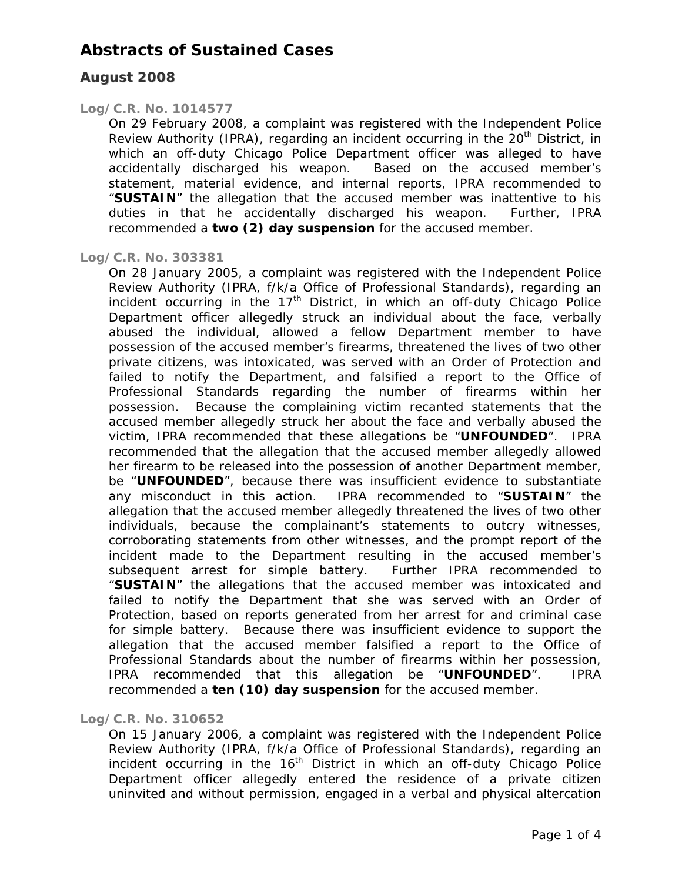# Abstracts of Sustained Cases

## August 2008

### Log/C.R. No. 1014577

On 29 February 2008, a complaint was registered with the Independent Police Review Authority (IPRA), regarding an incident occurring in the 20th District, in which an off-duty Chicago Police Department officer was alleged to have accidentally discharged his weapon. Based on the accused member's statement, material evidence, and internal reports, IPRA recommended to "**SUSTAIN**" the allegation that the accused member was inattentive to his duties in that he accidentally discharged his weapon. Further, IPRA recommended a **two (2) day suspension** for the accused member.

### Log/C.R. No. 303381

On 28 January 2005, a complaint was registered with the Independent Police Review Authority (IPRA, f/k/a Office of Professional Standards), regarding an incident occurring in the 17th District, in which an off-duty Chicago Police Department officer allegedly struck an individual about the face, verbally abused the individual, allowed a fellow Department member to have possession of the accused member's firearms, threatened the lives of two other private citizens, was intoxicated, was served with an Order of Protection and failed to notify the Department, and falsified a report to the Office of Professional Standards regarding the number of firearms within her possession. Because the complaining victim recanted statements that the accused member allegedly struck her about the face and verbally abused the victim, IPRA recommended that these allegations be "**UNFOUNDED**". IPRA recommended that the allegation that the accused member allegedly allowed her firearm to be released into the possession of another Department member, be "**UNFOUNDED**", because there was insufficient evidence to substantiate any misconduct in this action. IPRA recommended to "**SUSTAIN**" the allegation that the accused member allegedly threatened the lives of two other individuals, because the complainant's statements to outcry witnesses, corroborating statements from other witnesses, and the prompt report of the incident made to the Department resulting in the accused member's subsequent arrest for simple battery. Further IPRA recommended to "**SUSTAIN**" the allegations that the accused member was intoxicated and failed to notify the Department that she was served with an Order of Protection, based on reports generated from her arrest for and criminal case for simple battery. Because there was insufficient evidence to support the allegation that the accused member falsified a report to the Office of Professional Standards about the number of firearms within her possession, IPRA recommended that this allegation be "**UNFOUNDED**". IPRA recommended a **ten (10) day suspension** for the accused member.

### Log/C.R. No. 310652

On 15 January 2006, a complaint was registered with the Independent Police Review Authority (IPRA, f/k/a Office of Professional Standards), regarding an incident occurring in the 16th District in which an off-duty Chicago Police Department officer allegedly entered the residence of a private citizen uninvited and without permission, engaged in a verbal and physical altercation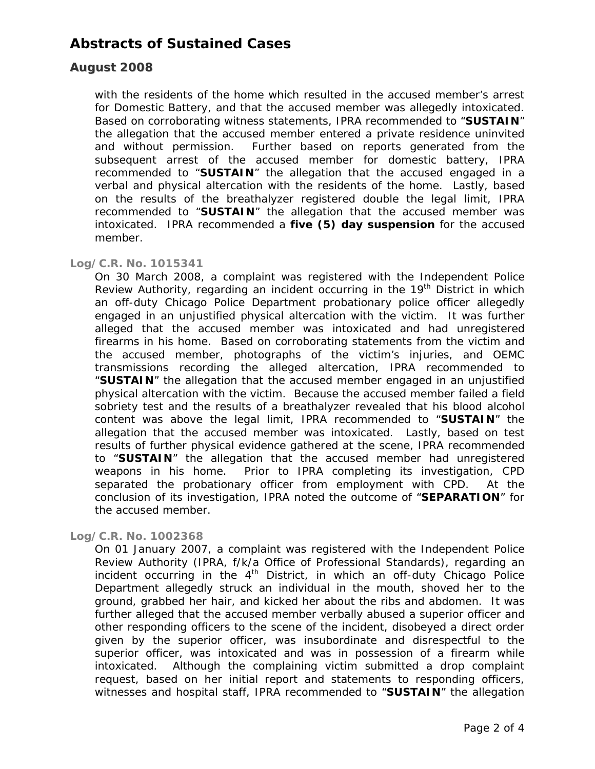# Abstracts of Sustained Cases

## August 2008

with the residents of the home which resulted in the accused member's arrest for Domestic Battery, and that the accused member was allegedly intoxicated. Based on corroborating witness statements, IPRA recommended to "**SUSTAIN**" the allegation that the accused member entered a private residence uninvited and without permission. Further based on reports generated from the subsequent arrest of the accused member for domestic battery, IPRA recommended to "**SUSTAIN**" the allegation that the accused engaged in a verbal and physical altercation with the residents of the home. Lastly, based on the results of the breathalyzer registered double the legal limit, IPRA recommended to "**SUSTAIN**" the allegation that the accused member was intoxicated. IPRA recommended a **five (5) day suspension** for the accused member.

### Log/C.R. No. 1015341

On 30 March 2008, a complaint was registered with the Independent Police Review Authority, regarding an incident occurring in the 19th District in which an off-duty Chicago Police Department probationary police officer allegedly engaged in an unjustified physical altercation with the victim. It was further alleged that the accused member was intoxicated and had unregistered firearms in his home. Based on corroborating statements from the victim and the accused member, photographs of the victim's injuries, and OEMC transmissions recording the alleged altercation, IPRA recommended to "**SUSTAIN**" the allegation that the accused member engaged in an unjustified physical altercation with the victim. Because the accused member failed a field sobriety test and the results of a breathalyzer revealed that his blood alcohol content was above the legal limit, IPRA recommended to "**SUSTAIN**" the allegation that the accused member was intoxicated. Lastly, based on test results of further physical evidence gathered at the scene, IPRA recommended to "**SUSTAIN**" the allegation that the accused member had unregistered weapons in his home. Prior to IPRA completing its investigation, CPD separated the probationary officer from employment with CPD. At the conclusion of its investigation, IPRA noted the outcome of "**SEPARATION**" for the accused member.

### Log/C.R. No. 1002368

On 01 January 2007, a complaint was registered with the Independent Police Review Authority (IPRA, f/k/a Office of Professional Standards), regarding an incident occurring in the 4th District, in which an off-duty Chicago Police Department allegedly struck an individual in the mouth, shoved her to the ground, grabbed her hair, and kicked her about the ribs and abdomen. It was further alleged that the accused member verbally abused a superior officer and other responding officers to the scene of the incident, disobeyed a direct order given by the superior officer, was insubordinate and disrespectful to the superior officer, was intoxicated and was in possession of a firearm while intoxicated. Although the complaining victim submitted a drop complaint request, based on her initial report and statements to responding officers, witnesses and hospital staff, IPRA recommended to "**SUSTAIN**" the allegation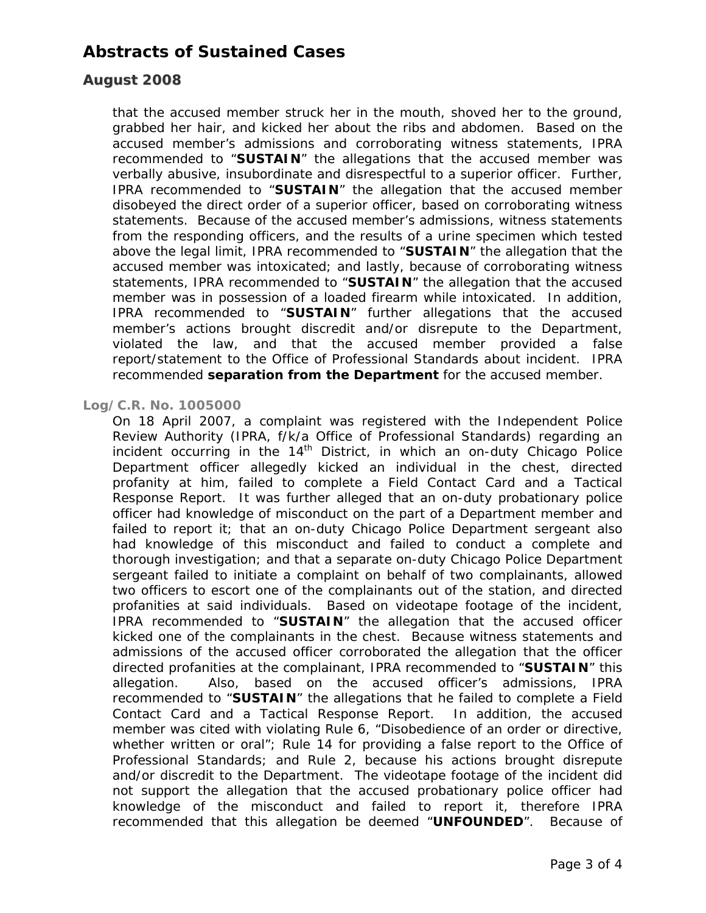that the accused member struck her in the mouth, shoved her to the ground, grabbed her hair, and kicked her about the ribs and abdomen. Based on the accused member's admissions and corroborating witness statements, IPRA recommended to "**SUSTAIN**" the allegations that the accused member was verbally abusive, insubordinate and disrespectful to a superior officer. Further, IPRA recommended to "**SUSTAIN**" the allegation that the accused member disobeyed the direct order of a superior officer, based on corroborating witness statements. Because of the accused member's admissions, witness statements from the responding officers, and the results of a urine specimen which tested above the legal limit, IPRA recommended to "**SUSTAIN**" the allegation that the accused member was intoxicated; and lastly, because of corroborating witness statements, IPRA recommended to "**SUSTAIN**" the allegation that the accused member was in possession of a loaded firearm while intoxicated. In addition, IPRA recommended to "**SUSTAIN**" further allegations that the accused member's actions brought discredit and/or disrepute to the Department, violated the law, and that the accused member provided a false report/statement to the Office of Professional Standards about incident. IPRA recommended **separation from the Department** for the accused member.

### Log/C.R. No. 1005000

On 18 April 2007, a complaint was registered with the Independent Police Review Authority (IPRA, f/k/a Office of Professional Standards) regarding an incident occurring in the 14th District, in which an on-duty Chicago Police Department officer allegedly kicked an individual in the chest, directed profanity at him, failed to complete a Field Contact Card and a Tactical Response Report. It was further alleged that an on-duty probationary police officer had knowledge of misconduct on the part of a Department member and failed to report it; that an on-duty Chicago Police Department sergeant also had knowledge of this misconduct and failed to conduct a complete and thorough investigation; and that a separate on-duty Chicago Police Department sergeant failed to initiate a complaint on behalf of two complainants, allowed two officers to escort one of the complainants out of the station, and directed profanities at said individuals. Based on videotape footage of the incident, IPRA recommended to "**SUSTAIN**" the allegation that the accused officer kicked one of the complainants in the chest. Because witness statements and admissions of the accused officer corroborated the allegation that the officer directed profanities at the complainant, IPRA recommended to "**SUSTAIN**" this allegation. Also, based on the accused officer's admissions, IPRA recommended to "**SUSTAIN**" the allegations that he failed to complete a Field Contact Card and a Tactical Response Report. In addition, the accused member was cited with violating Rule 6, "Disobedience of an order or directive, whether written or oral"; Rule 14 for providing a false report to the Office of Professional Standards; and Rule 2, because his actions brought disrepute and/or discredit to the Department. The videotape footage of the incident did not support the allegation that the accused probationary police officer had knowledge of the misconduct and failed to report it, therefore IPRA recommended that this allegation be deemed "**UNFOUNDED**". Because of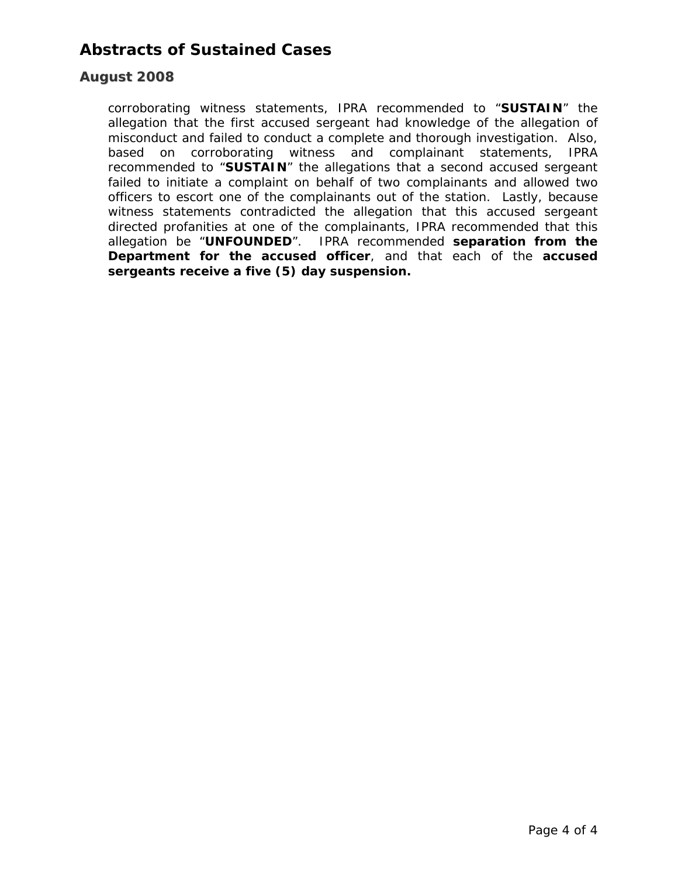corroborating witness statements, IPRA recommended to "**SUSTAIN**" the allegation that the first accused sergeant had knowledge of the allegation of misconduct and failed to conduct a complete and thorough investigation. Also, based on corroborating witness and complainant statements, IPRA recommended to "**SUSTAIN**" the allegations that a second accused sergeant failed to initiate a complaint on behalf of two complainants and allowed two officers to escort one of the complainants out of the station. Lastly, because witness statements contradicted the allegation that this accused sergeant directed profanities at one of the complainants, IPRA recommended that this allegation be "**UNFOUNDED**". IPRA recommended **separation from the Department for the accused officer**, and that each of the **accused sergeants receive a five (5) day suspension.**